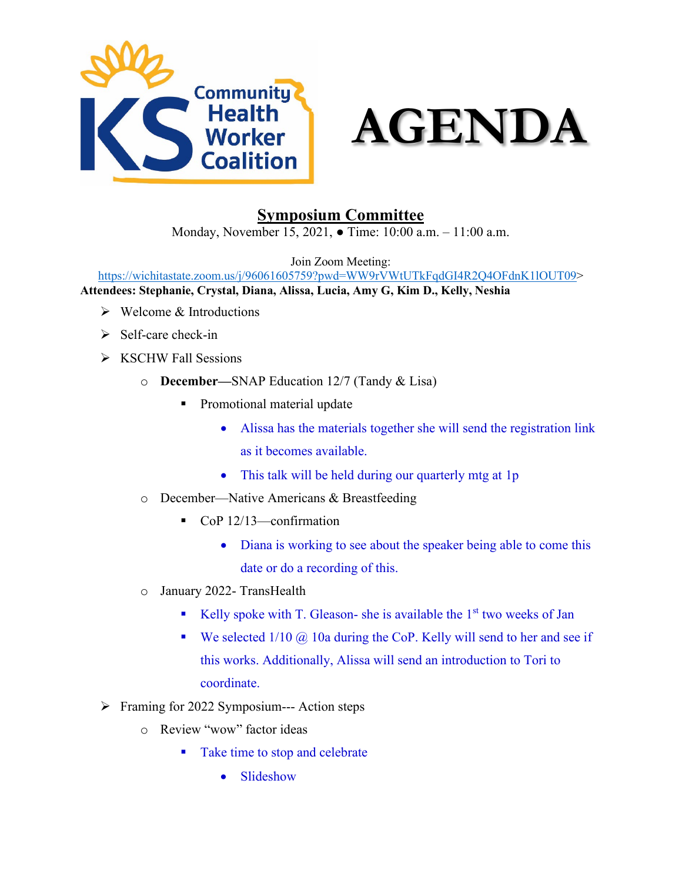KS Community Health Worker Coalition

# AGENDA

## Symposium Committee

Monday, November 15, 2021, ● Time: 10:00 a.m. – 11:00 a.m.

Join Zoom Meeting:
https://wichitastate.zoom.us/j/96061605759?pwd=WW9rVWtUTkFqdGI4R2Q4OFdnK1lOUT09>

**Attendees: Stephanie, Crystal, Diana, Alissa, Lucia, Amy G, Kim D., Kelly, Neshia**

- Welcome & Introductions
- Self-care check-in
- KSCHW Fall Sessions
  - **December—**SNAP Education 12/7 (Tandy & Lisa)
    - Promotional material update
      - Alissa has the materials together she will send the registration link as it becomes available.
      - This talk will be held during our quarterly mtg at 1p
  - December—Native Americans & Breastfeeding
    - CoP 12/13—confirmation
      - Diana is working to see about the speaker being able to come this date or do a recording of this.
  - January 2022- TransHealth
    - Kelly spoke with T. Gleason- she is available the 1st two weeks of Jan
    - We selected 1/10 @ 10a during the CoP. Kelly will send to her and see if this works. Additionally, Alissa will send an introduction to Tori to coordinate.
- Framing for 2022 Symposium--- Action steps
  - Review "wow" factor ideas
    - Take time to stop and celebrate
      - Slideshow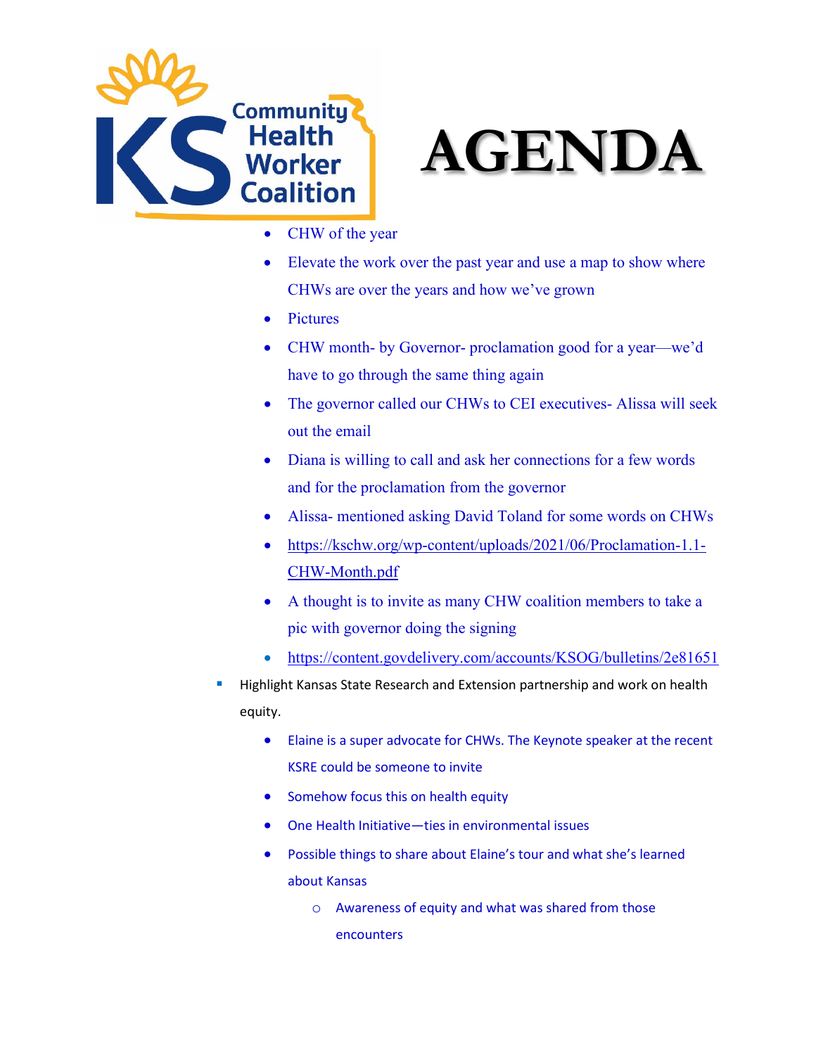# AGENDA

- CHW of the year
- Elevate the work over the past year and use a map to show where CHWs are over the years and how we've grown
- Pictures
- CHW month- by Governor- proclamation good for a year—we'd have to go through the same thing again
- The governor called our CHWs to CEI executives- Alissa will seek out the email
- Diana is willing to call and ask her connections for a few words and for the proclamation from the governor
- Alissa- mentioned asking David Toland for some words on CHWs
- https://kschw.org/wp-content/uploads/2021/06/Proclamation-1.1-CHW-Month.pdf
- A thought is to invite as many CHW coalition members to take a pic with governor doing the signing
- https://content.govdelivery.com/accounts/KSOG/bulletins/2e81651

- Highlight Kansas State Research and Extension partnership and work on health equity.
  - Elaine is a super advocate for CHWs. The Keynote speaker at the recent KSRE could be someone to invite
  - Somehow focus this on health equity
  - One Health Initiative—ties in environmental issues
  - Possible things to share about Elaine's tour and what she's learned about Kansas
    - Awareness of equity and what was shared from those encounters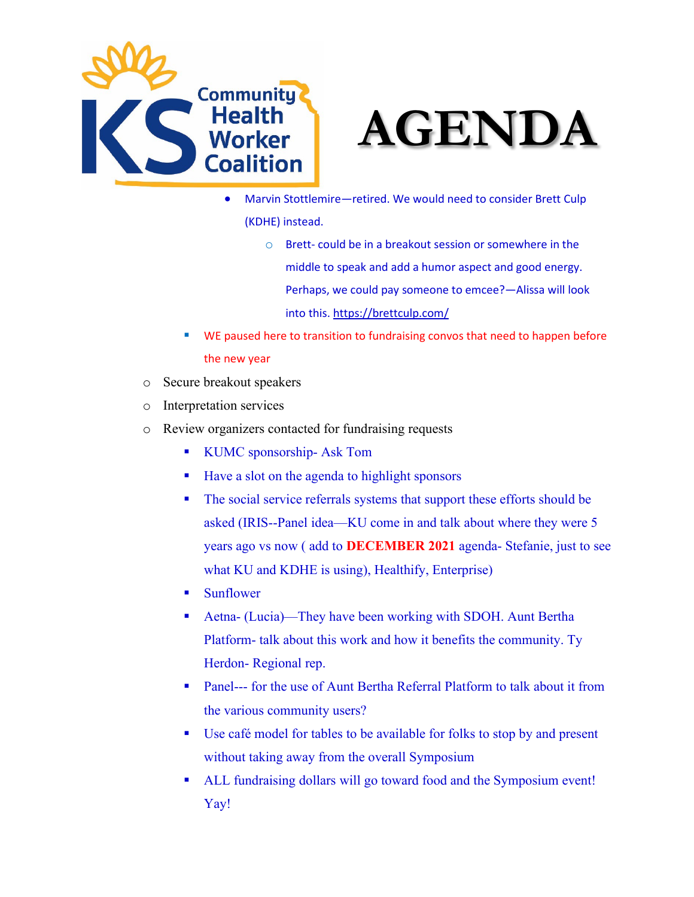# AGENDA

- Marvin Stottlemire—retired. We would need to consider Brett Culp (KDHE) instead.
    - Brett- could be in a breakout session or somewhere in the middle to speak and add a humor aspect and good energy. Perhaps, we could pay someone to emcee?—Alissa will look into this. https://brettculp.com/
- WE paused here to transition to fundraising convos that need to happen before the new year

- Secure breakout speakers
- Interpretation services
- Review organizers contacted for fundraising requests
    - KUMC sponsorship- Ask Tom
    - Have a slot on the agenda to highlight sponsors
    - The social service referrals systems that support these efforts should be asked (IRIS--Panel idea—KU come in and talk about where they were 5 years ago vs now ( add to **DECEMBER 2021** agenda- Stefanie, just to see what KU and KDHE is using), Healthify, Enterprise)
    - Sunflower
    - Aetna- (Lucia)—They have been working with SDOH. Aunt Bertha Platform- talk about this work and how it benefits the community. Ty Herdon- Regional rep.
    - Panel--- for the use of Aunt Bertha Referral Platform to talk about it from the various community users?
    - Use café model for tables to be available for folks to stop by and present without taking away from the overall Symposium
    - ALL fundraising dollars will go toward food and the Symposium event! Yay!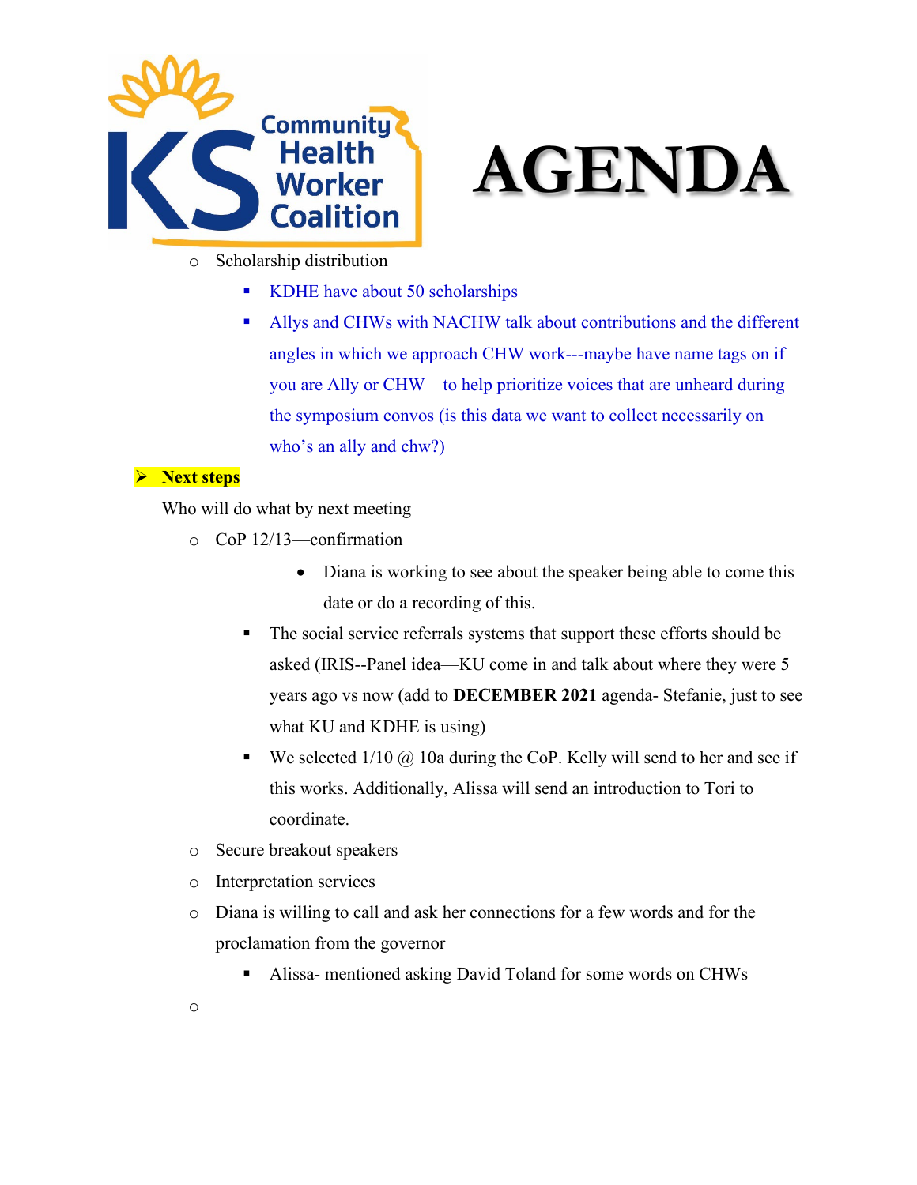# AGENDA

- Scholarship distribution
  - KDHE have about 50 scholarships
  - Allys and CHWs with NACHW talk about contributions and the different angles in which we approach CHW work---maybe have name tags on if you are Ally or CHW—to help prioritize voices that are unheard during the symposium convos (is this data we want to collect necessarily on who's an ally and chw?)

**Next steps**

Who will do what by next meeting

- CoP 12/13—confirmation
    - Diana is working to see about the speaker being able to come this date or do a recording of this.
  - The social service referrals systems that support these efforts should be asked (IRIS--Panel idea—KU come in and talk about where they were 5 years ago vs now (add to **DECEMBER 2021** agenda- Stefanie, just to see what KU and KDHE is using)
  - We selected 1/10 @ 10a during the CoP. Kelly will send to her and see if this works. Additionally, Alissa will send an introduction to Tori to coordinate.
- Secure breakout speakers
- Interpretation services
- Diana is willing to call and ask her connections for a few words and for the proclamation from the governor
  - Alissa- mentioned asking David Toland for some words on CHWs
-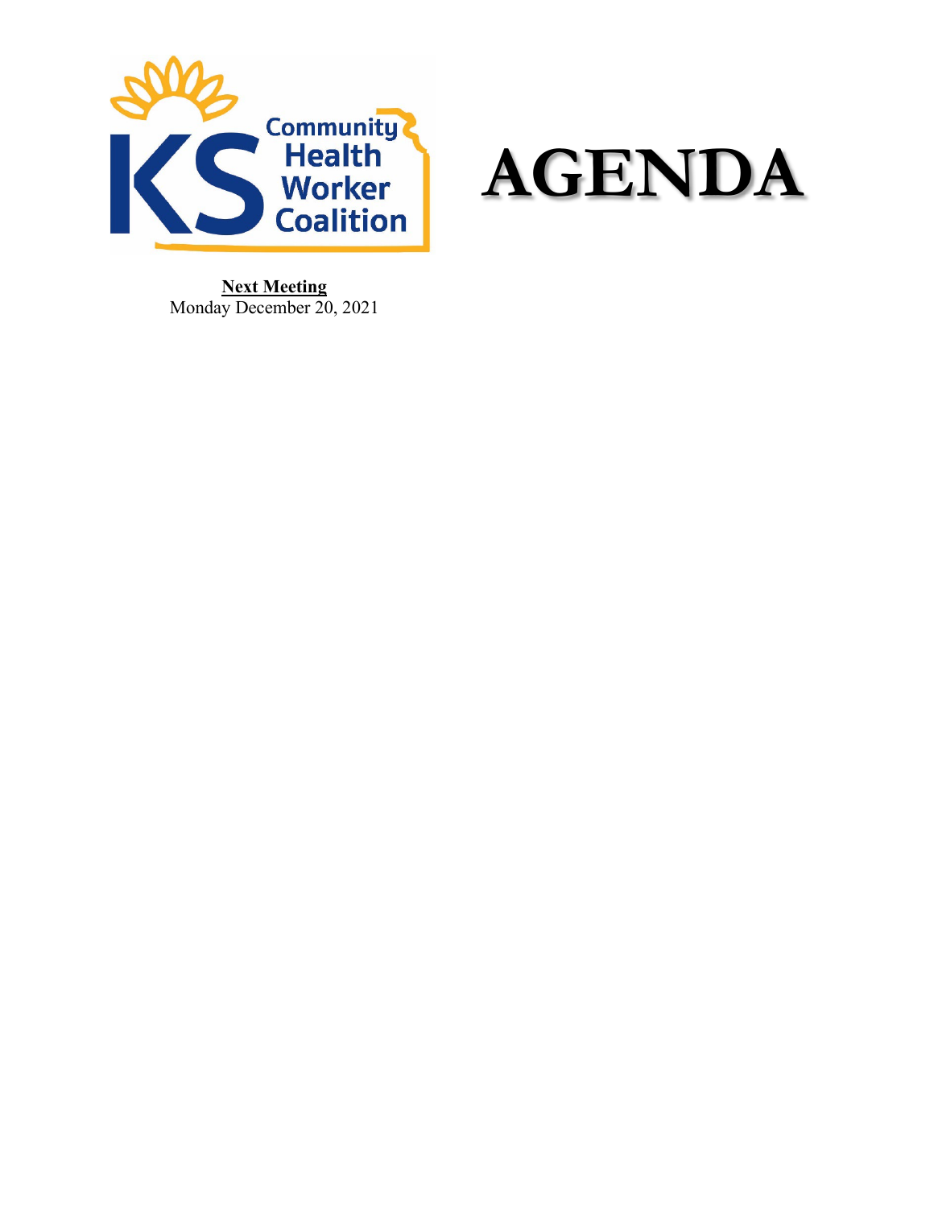KS Community Health Worker Coalition

# AGENDA

**Next Meeting**
Monday December 20, 2021